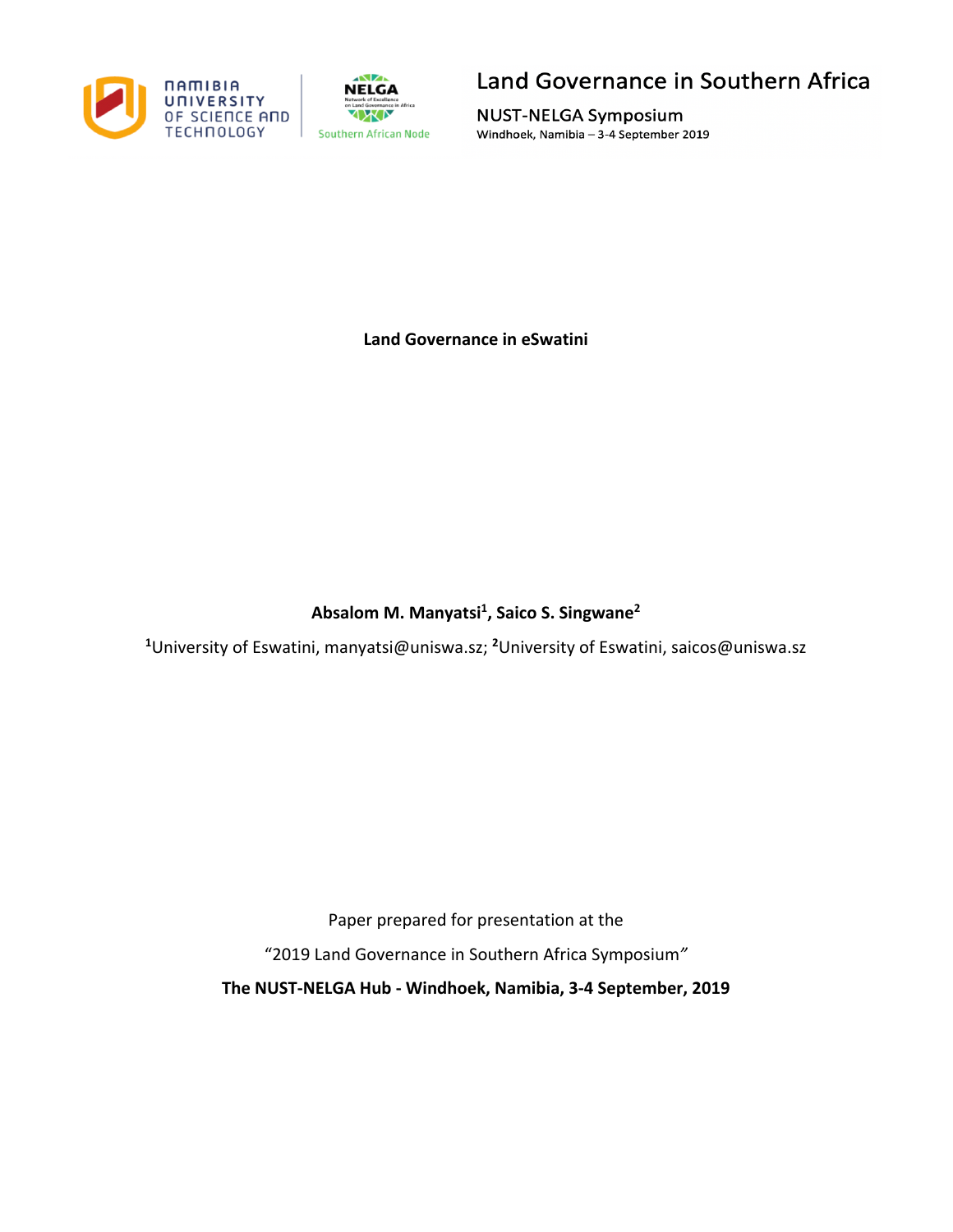Land Governance in Southern Africa

NUST-NELGA Symposium

Windhoek, Namibia – 3-4 September 2019

# Land Governance in eSwatini

**Absalom M. Manyatsi[1], Saico S. Singwane[2]**

[1]University of Eswatini, manyatsi@uniswa.sz; [2]University of Eswatini, saicos@uniswa.sz

Paper prepared for presentation at the

"2019 Land Governance in Southern Africa Symposium"

**The NUST-NELGA Hub - Windhoek, Namibia, 3-4 September, 2019**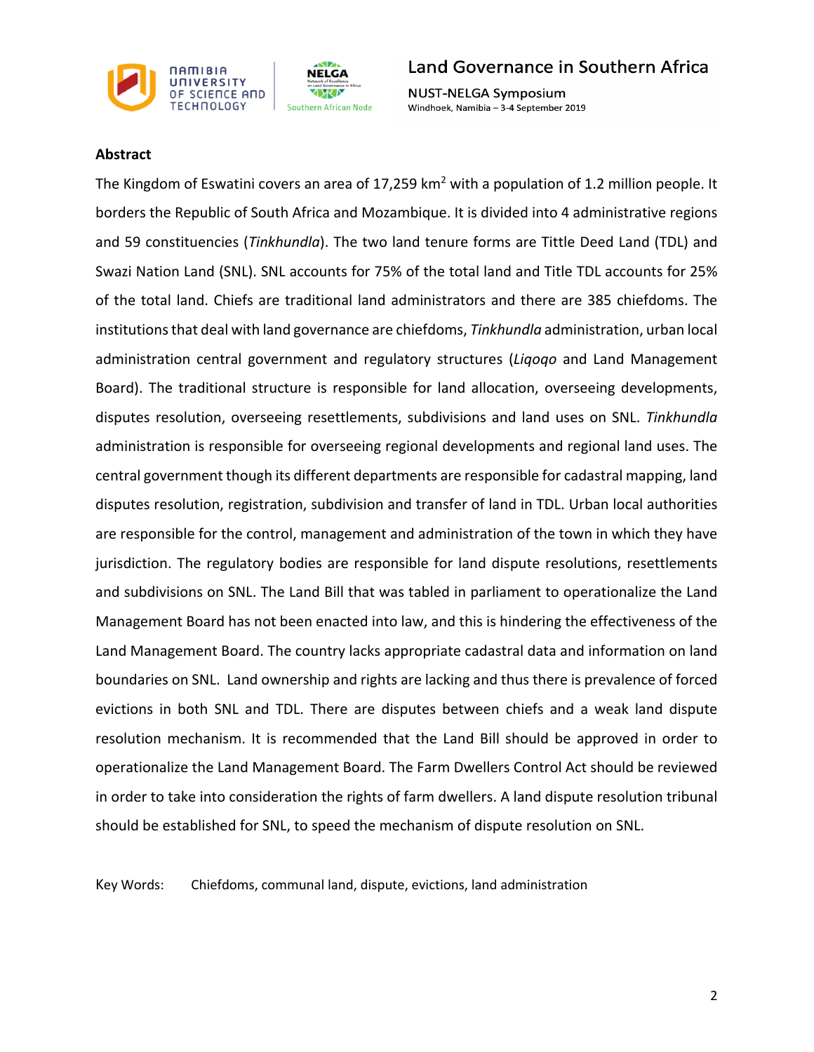**Abstract**

The Kingdom of Eswatini covers an area of 17,259 $km^2$ with a population of 1.2 million people. It borders the Republic of South Africa and Mozambique. It is divided into 4 administrative regions and 59 constituencies (*Tinkhundla*). The two land tenure forms are Tittle Deed Land (TDL) and Swazi Nation Land (SNL). SNL accounts for 75% of the total land and Title TDL accounts for 25% of the total land. Chiefs are traditional land administrators and there are 385 chiefdoms. The institutions that deal with land governance are chiefdoms, *Tinkhundla* administration, urban local administration central government and regulatory structures (*Liqoqo* and Land Management Board). The traditional structure is responsible for land allocation, overseeing developments, disputes resolution, overseeing resettlements, subdivisions and land uses on SNL. *Tinkhundla* administration is responsible for overseeing regional developments and regional land uses. The central government though its different departments are responsible for cadastral mapping, land disputes resolution, registration, subdivision and transfer of land in TDL. Urban local authorities are responsible for the control, management and administration of the town in which they have jurisdiction. The regulatory bodies are responsible for land dispute resolutions, resettlements and subdivisions on SNL. The Land Bill that was tabled in parliament to operationalize the Land Management Board has not been enacted into law, and this is hindering the effectiveness of the Land Management Board. The country lacks appropriate cadastral data and information on land boundaries on SNL. Land ownership and rights are lacking and thus there is prevalence of forced evictions in both SNL and TDL. There are disputes between chiefs and a weak land dispute resolution mechanism. It is recommended that the Land Bill should be approved in order to operationalize the Land Management Board. The Farm Dwellers Control Act should be reviewed in order to take into consideration the rights of farm dwellers. A land dispute resolution tribunal should be established for SNL, to speed the mechanism of dispute resolution on SNL.

Key Words: Chiefdoms, communal land, dispute, evictions, land administration